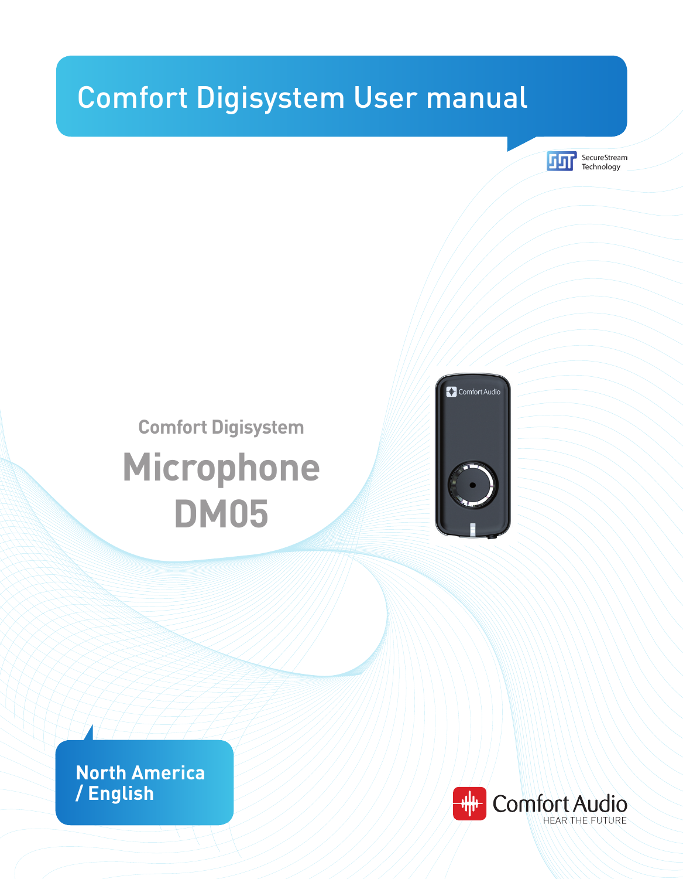# Comfort Digisystem User manual

SecureStream Technology

## Comfort Digisystem

# Microphone DM05

**North America / English**

Comfort Audio
HEAR THE FUTURE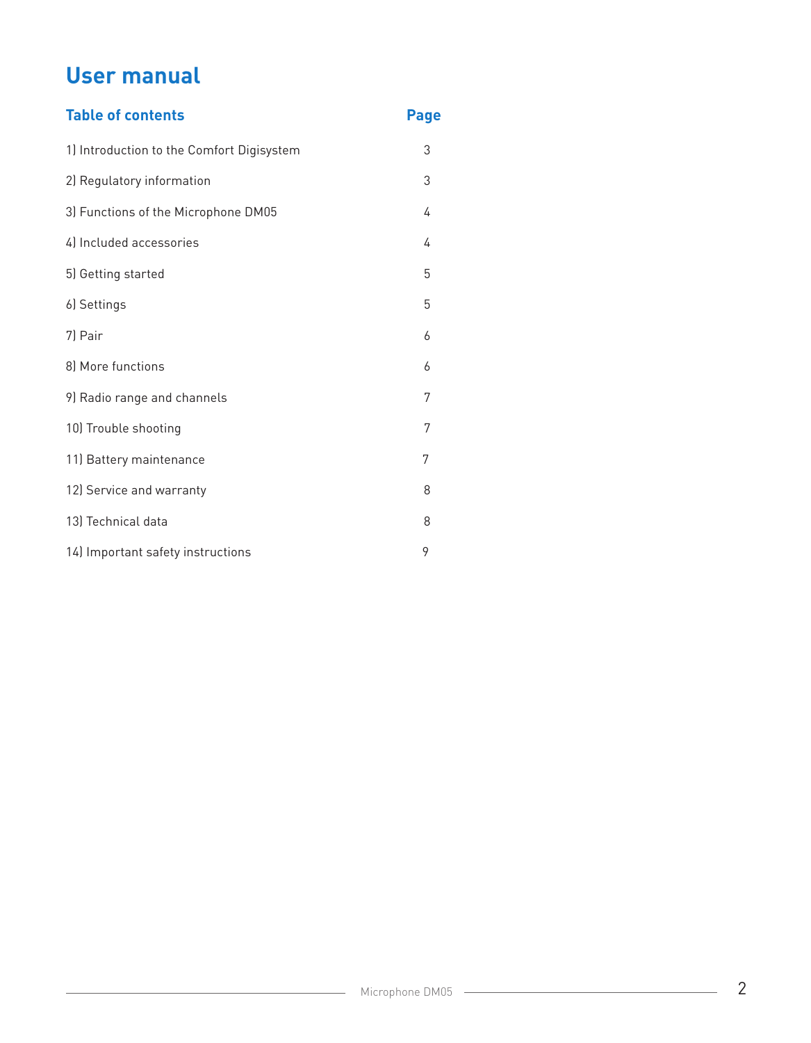# User manual

| Table of contents | Page |
| --- | --- |
| 1) Introduction to the Comfort Digisystem | 3 |
| 2) Regulatory information | 3 |
| 3) Functions of the Microphone DM05 | 4 |
| 4) Included accessories | 4 |
| 5) Getting started | 5 |
| 6) Settings | 5 |
| 7) Pair | 6 |
| 8) More functions | 6 |
| 9) Radio range and channels | 7 |
| 10) Trouble shooting | 7 |
| 11) Battery maintenance | 7 |
| 12) Service and warranty | 8 |
| 13) Technical data | 8 |
| 14) Important safety instructions | 9 |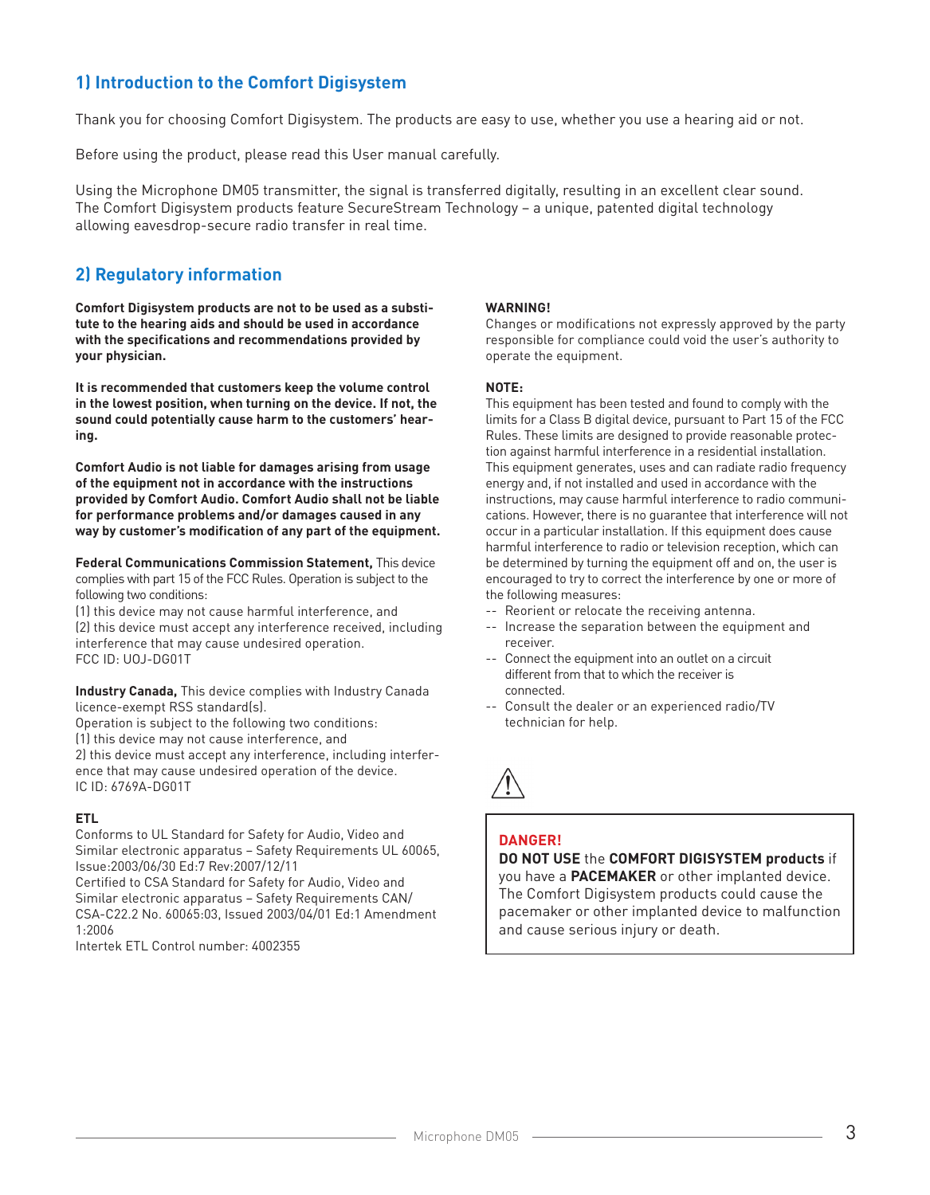## 1) Introduction to the Comfort Digisystem

Thank you for choosing Comfort Digisystem. The products are easy to use, whether you use a hearing aid or not.

Before using the product, please read this User manual carefully.

Using the Microphone DM05 transmitter, the signal is transferred digitally, resulting in an excellent clear sound. The Comfort Digisystem products feature SecureStream Technology – a unique, patented digital technology allowing eavesdrop-secure radio transfer in real time.

## 2) Regulatory information

**Comfort Digisystem products are not to be used as a substitute to the hearing aids and should be used in accordance with the specifications and recommendations provided by your physician.**

**It is recommended that customers keep the volume control in the lowest position, when turning on the device. If not, the sound could potentially cause harm to the customers' hearing.**

**Comfort Audio is not liable for damages arising from usage of the equipment not in accordance with the instructions provided by Comfort Audio. Comfort Audio shall not be liable for performance problems and/or damages caused in any way by customer's modification of any part of the equipment.**

**Federal Communications Commission Statement,** This device complies with part 15 of the FCC Rules. Operation is subject to the following two conditions:
(1) this device may not cause harmful interference, and
(2) this device must accept any interference received, including interference that may cause undesired operation.
FCC ID: UOJ-DG01T

**Industry Canada,** This device complies with Industry Canada licence-exempt RSS standard(s).
Operation is subject to the following two conditions:
(1) this device may not cause interference, and
2) this device must accept any interference, including interference that may cause undesired operation of the device.
IC ID: 6769A-DG01T

**ETL**
Conforms to UL Standard for Safety for Audio, Video and Similar electronic apparatus – Safety Requirements UL 60065, Issue:2003/06/30 Ed:7 Rev:2007/12/11
Certified to CSA Standard for Safety for Audio, Video and Similar electronic apparatus – Safety Requirements CAN/CSA-C22.2 No. 60065:03, Issued 2003/04/01 Ed:1 Amendment 1:2006
Intertek ETL Control number: 4002355

**WARNING!**
Changes or modifications not expressly approved by the party responsible for compliance could void the user's authority to operate the equipment.

**NOTE:**
This equipment has been tested and found to comply with the limits for a Class B digital device, pursuant to Part 15 of the FCC Rules. These limits are designed to provide reasonable protection against harmful interference in a residential installation. This equipment generates, uses and can radiate radio frequency energy and, if not installed and used in accordance with the instructions, may cause harmful interference to radio communications. However, there is no guarantee that interference will not occur in a particular installation. If this equipment does cause harmful interference to radio or television reception, which can be determined by turning the equipment off and on, the user is encouraged to try to correct the interference by one or more of the following measures:

- Reorient or relocate the receiving antenna.
- Increase the separation between the equipment and receiver.
- Connect the equipment into an outlet on a circuit different from that to which the receiver is connected.
- Consult the dealer or an experienced radio/TV technician for help.

**DANGER!**
**DO NOT USE** the **COMFORT DIGISYSTEM products** if you have a **PACEMAKER** or other implanted device. The Comfort Digisystem products could cause the pacemaker or other implanted device to malfunction and cause serious injury or death.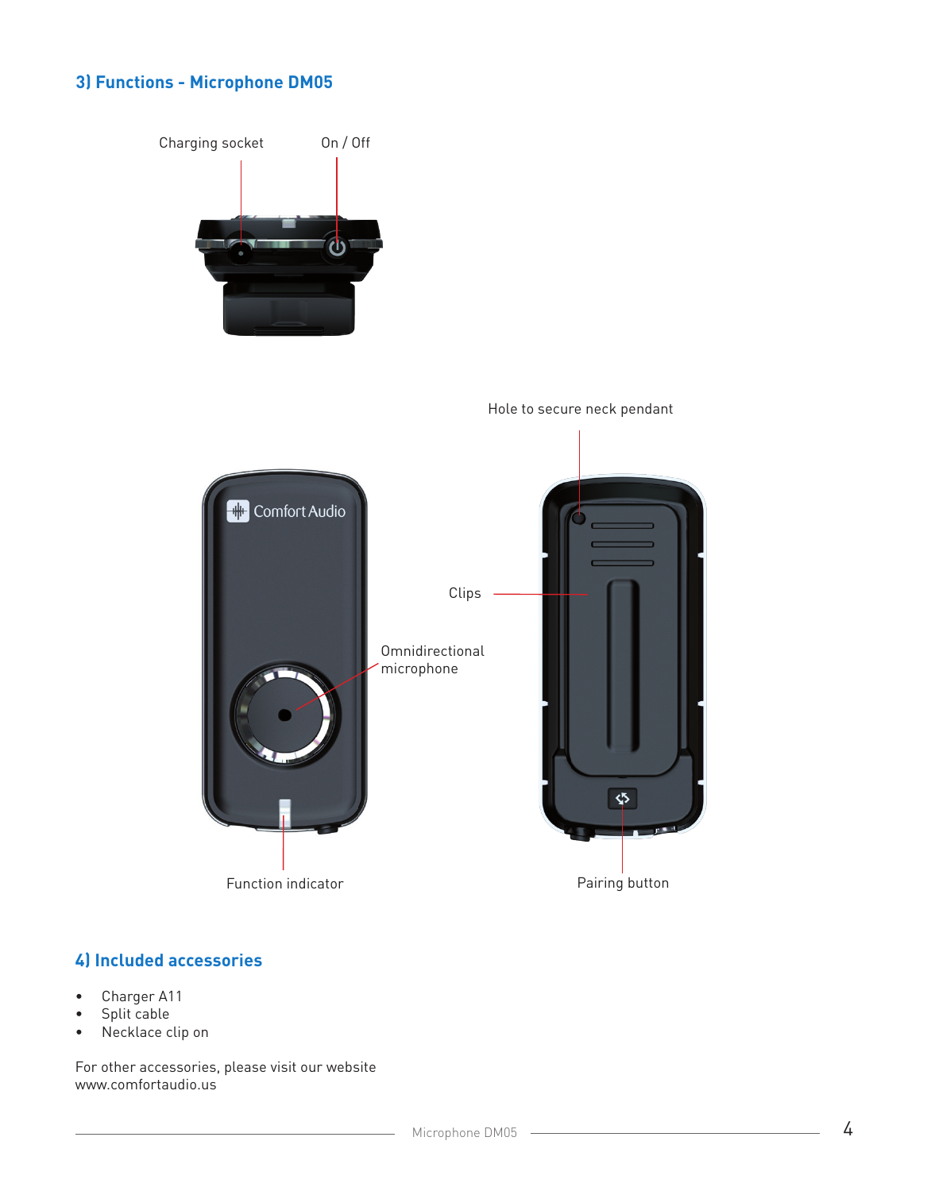## 3) Functions - Microphone DM05

Charging socket

On / Off

Hole to secure neck pendant

Clips

Omnidirectional microphone

Function indicator

Pairing button

## 4) Included accessories

- Charger A11
- Split cable
- Necklace clip on

For other accessories, please visit our website www.comfortaudio.us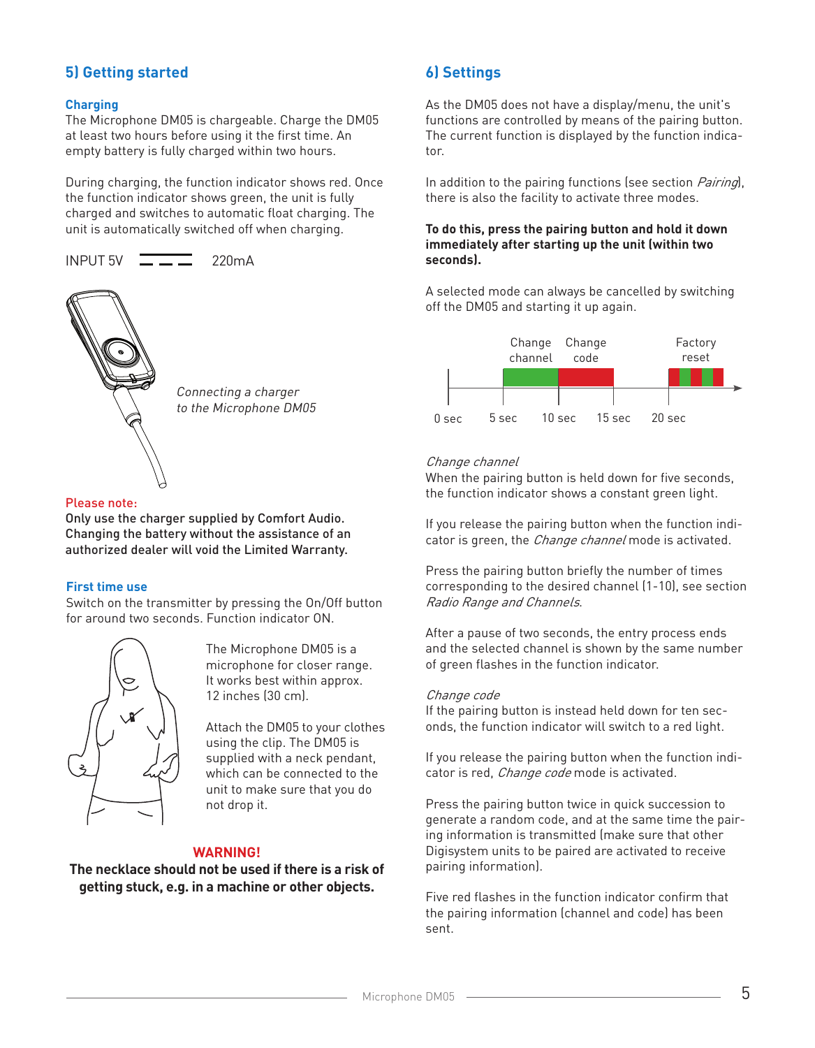## 5) Getting started

### Charging

The Microphone DM05 is chargeable. Charge the DM05 at least two hours before using it the first time. An empty battery is fully charged within two hours.

During charging, the function indicator shows red. Once the function indicator shows green, the unit is fully charged and switches to automatic float charging. The unit is automatically switched off when charging.

INPUT 5V ⎓ 220mA

*Connecting a charger to the Microphone DM05*

**Please note:**

**Only use the charger supplied by Comfort Audio. Changing the battery without the assistance of an authorized dealer will void the Limited Warranty.**

### First time use

Switch on the transmitter by pressing the On/Off button for around two seconds. Function indicator ON.

The Microphone DM05 is a microphone for closer range. It works best within approx. 12 inches (30 cm).

Attach the DM05 to your clothes using the clip. The DM05 is supplied with a neck pendant, which can be connected to the unit to make sure that you do not drop it.

**WARNING!**

**The necklace should not be used if there is a risk of getting stuck, e.g. in a machine or other objects.**

## 6) Settings

As the DM05 does not have a display/menu, the unit's functions are controlled by means of the pairing button. The current function is displayed by the function indicator.

In addition to the pairing functions (see section *Pairing*), there is also the facility to activate three modes.

**To do this, press the pairing button and hold it down immediately after starting up the unit (within two seconds).**

A selected mode can always be cancelled by switching off the DM05 and starting it up again.

| 0 sec | 5 sec | 10 sec | 15 sec | 20 sec |
|---|---|---|---|---|
| | Change channel (green) | Change code (red) | | Factory reset (flashing red/green) |

*Change channel*

When the pairing button is held down for five seconds, the function indicator shows a constant green light.

If you release the pairing button when the function indicator is green, the *Change channel* mode is activated.

Press the pairing button briefly the number of times corresponding to the desired channel (1-10), see section *Radio Range and Channels*.

After a pause of two seconds, the entry process ends and the selected channel is shown by the same number of green flashes in the function indicator.

*Change code*

If the pairing button is instead held down for ten seconds, the function indicator will switch to a red light.

If you release the pairing button when the function indicator is red, *Change code* mode is activated.

Press the pairing button twice in quick succession to generate a random code, and at the same time the pairing information is transmitted (make sure that other Digisystem units to be paired are activated to receive pairing information).

Five red flashes in the function indicator confirm that the pairing information (channel and code) has been sent.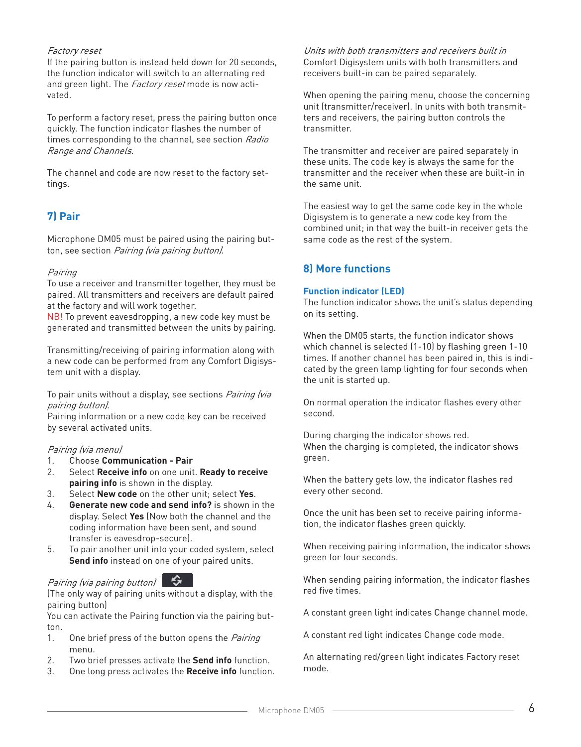*Factory reset*
If the pairing button is instead held down for 20 seconds, the function indicator will switch to an alternating red and green light. The *Factory reset* mode is now activated.

To perform a factory reset, press the pairing button once quickly. The function indicator flashes the number of times corresponding to the channel, see section *Radio Range and Channels*.

The channel and code are now reset to the factory settings.

## 7) Pair

Microphone DM05 must be paired using the pairing button, see section *Pairing (via pairing button)*.

*Pairing*
To use a receiver and transmitter together, they must be paired. All transmitters and receivers are default paired at the factory and will work together.
NB! To prevent eavesdropping, a new code key must be generated and transmitted between the units by pairing.

Transmitting/receiving of pairing information along with a new code can be performed from any Comfort Digisystem unit with a display.

To pair units without a display, see sections *Pairing (via pairing button)*.
Pairing information or a new code key can be received by several activated units.

*Pairing (via menu)*

1. Choose **Communication - Pair**
2. Select **Receive info** on one unit. **Ready to receive pairing info** is shown in the display.
3. Select **New code** on the other unit; select **Yes**.
4. **Generate new code and send info?** is shown in the display. Select **Yes** (Now both the channel and the coding information have been sent, and sound transfer is eavesdrop-secure).
5. To pair another unit into your coded system, select **Send info** instead on one of your paired units.

*Pairing (via pairing button)*
(The only way of pairing units without a display, with the pairing button)
You can activate the Pairing function via the pairing button.

1. One brief press of the button opens the *Pairing* menu.
2. Two brief presses activate the **Send info** function.
3. One long press activates the **Receive info** function.

*Units with both transmitters and receivers built in*
Comfort Digisystem units with both transmitters and receivers built-in can be paired separately.

When opening the pairing menu, choose the concerning unit (transmitter/receiver). In units with both transmitters and receivers, the pairing button controls the transmitter.

The transmitter and receiver are paired separately in these units. The code key is always the same for the transmitter and the receiver when these are built-in in the same unit.

The easiest way to get the same code key in the whole Digisystem is to generate a new code key from the combined unit; in that way the built-in receiver gets the same code as the rest of the system.

## 8) More functions

### Function indicator (LED)

The function indicator shows the unit's status depending on its setting.

When the DM05 starts, the function indicator shows which channel is selected (1-10) by flashing green 1-10 times. If another channel has been paired in, this is indicated by the green lamp lighting for four seconds when the unit is started up.

On normal operation the indicator flashes every other second.

During charging the indicator shows red.
When the charging is completed, the indicator shows green.

When the battery gets low, the indicator flashes red every other second.

Once the unit has been set to receive pairing information, the indicator flashes green quickly.

When receiving pairing information, the indicator shows green for four seconds.

When sending pairing information, the indicator flashes red five times.

A constant green light indicates Change channel mode.

A constant red light indicates Change code mode.

An alternating red/green light indicates Factory reset mode.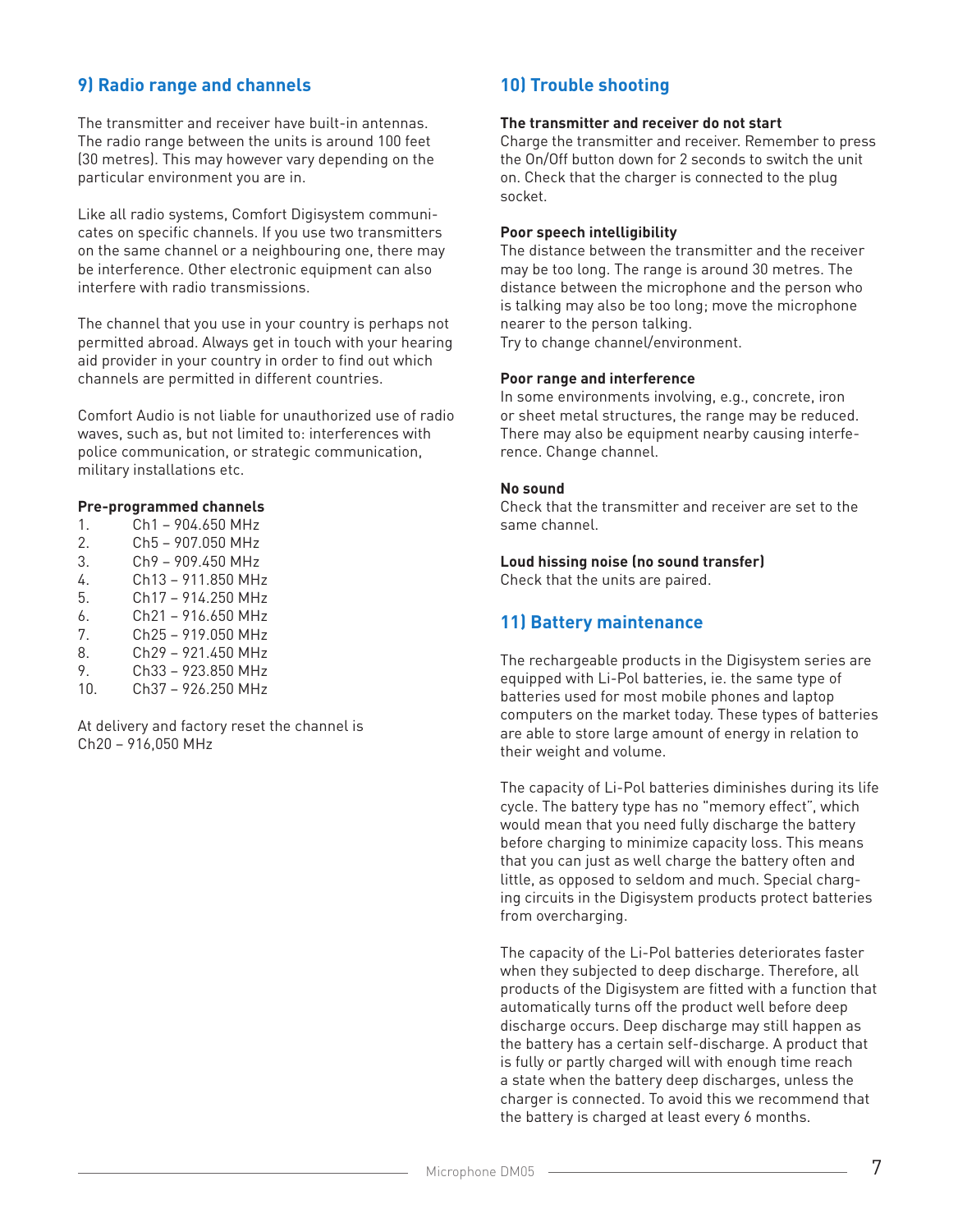## 9) Radio range and channels

The transmitter and receiver have built-in antennas. The radio range between the units is around 100 feet (30 metres). This may however vary depending on the particular environment you are in.

Like all radio systems, Comfort Digisystem communicates on specific channels. If you use two transmitters on the same channel or a neighbouring one, there may be interference. Other electronic equipment can also interfere with radio transmissions.

The channel that you use in your country is perhaps not permitted abroad. Always get in touch with your hearing aid provider in your country in order to find out which channels are permitted in different countries.

Comfort Audio is not liable for unauthorized use of radio waves, such as, but not limited to: interferences with police communication, or strategic communication, military installations etc.

**Pre-programmed channels**

1. Ch1 – 904.650 MHz
2. Ch5 – 907.050 MHz
3. Ch9 – 909.450 MHz
4. Ch13 – 911.850 MHz
5. Ch17 – 914.250 MHz
6. Ch21 – 916.650 MHz
7. Ch25 – 919.050 MHz
8. Ch29 – 921.450 MHz
9. Ch33 – 923.850 MHz
10. Ch37 – 926.250 MHz

At delivery and factory reset the channel is Ch20 – 916,050 MHz

## 10) Trouble shooting

**The transmitter and receiver do not start**
Charge the transmitter and receiver. Remember to press the On/Off button down for 2 seconds to switch the unit on. Check that the charger is connected to the plug socket.

**Poor speech intelligibility**
The distance between the transmitter and the receiver may be too long. The range is around 30 metres. The distance between the microphone and the person who is talking may also be too long; move the microphone nearer to the person talking.
Try to change channel/environment.

**Poor range and interference**
In some environments involving, e.g., concrete, iron or sheet metal structures, the range may be reduced. There may also be equipment nearby causing interference. Change channel.

**No sound**
Check that the transmitter and receiver are set to the same channel.

**Loud hissing noise (no sound transfer)**
Check that the units are paired.

## 11) Battery maintenance

The rechargeable products in the Digisystem series are equipped with Li-Pol batteries, ie. the same type of batteries used for most mobile phones and laptop computers on the market today. These types of batteries are able to store large amount of energy in relation to their weight and volume.

The capacity of Li-Pol batteries diminishes during its life cycle. The battery type has no "memory effect", which would mean that you need fully discharge the battery before charging to minimize capacity loss. This means that you can just as well charge the battery often and little, as opposed to seldom and much. Special charging circuits in the Digisystem products protect batteries from overcharging.

The capacity of the Li-Pol batteries deteriorates faster when they subjected to deep discharge. Therefore, all products of the Digisystem are fitted with a function that automatically turns off the product well before deep discharge occurs. Deep discharge may still happen as the battery has a certain self-discharge. A product that is fully or partly charged will with enough time reach a state when the battery deep discharges, unless the charger is connected. To avoid this we recommend that the battery is charged at least every 6 months.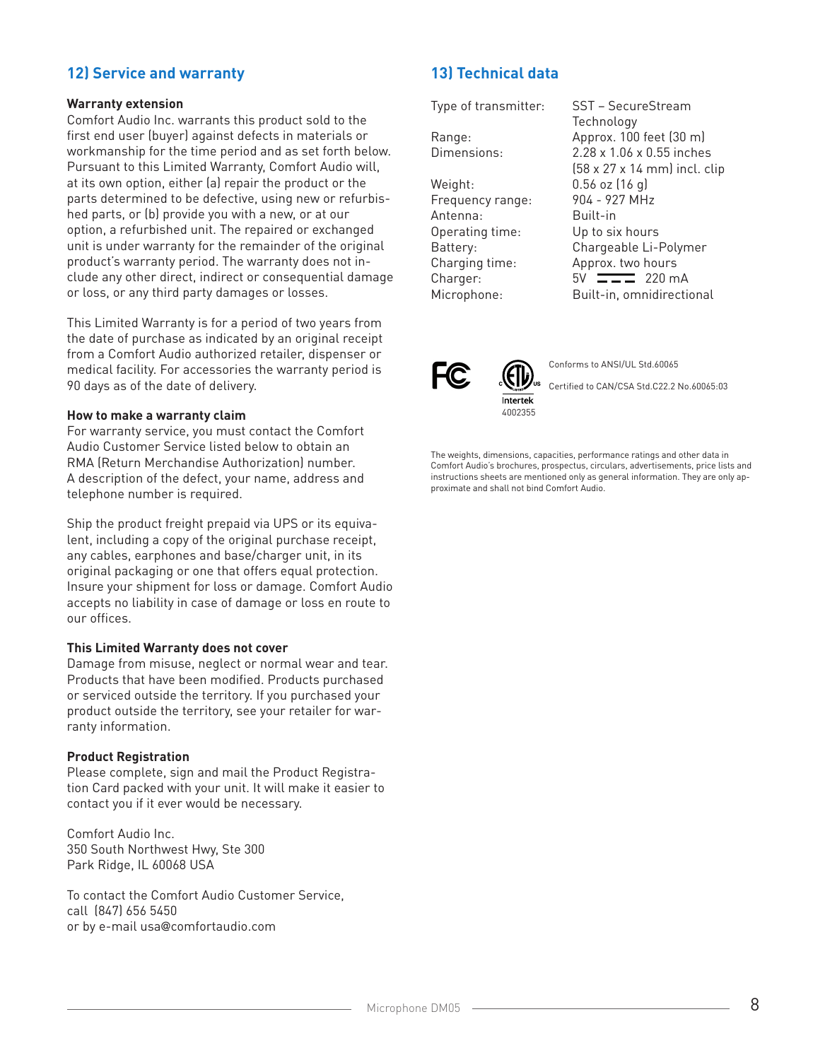## 12) Service and warranty

**Warranty extension**

Comfort Audio Inc. warrants this product sold to the first end user (buyer) against defects in materials or workmanship for the time period and as set forth below. Pursuant to this Limited Warranty, Comfort Audio will, at its own option, either (a) repair the product or the parts determined to be defective, using new or refurbished parts, or (b) provide you with a new, or at our option, a refurbished unit. The repaired or exchanged unit is under warranty for the remainder of the original product's warranty period. The warranty does not include any other direct, indirect or consequential damage or loss, or any third party damages or losses.

This Limited Warranty is for a period of two years from the date of purchase as indicated by an original receipt from a Comfort Audio authorized retailer, dispenser or medical facility. For accessories the warranty period is 90 days as of the date of delivery.

**How to make a warranty claim**

For warranty service, you must contact the Comfort Audio Customer Service listed below to obtain an RMA (Return Merchandise Authorization) number. A description of the defect, your name, address and telephone number is required.

Ship the product freight prepaid via UPS or its equivalent, including a copy of the original purchase receipt, any cables, earphones and base/charger unit, in its original packaging or one that offers equal protection. Insure your shipment for loss or damage. Comfort Audio accepts no liability in case of damage or loss en route to our offices.

**This Limited Warranty does not cover**

Damage from misuse, neglect or normal wear and tear. Products that have been modified. Products purchased or serviced outside the territory. If you purchased your product outside the territory, see your retailer for warranty information.

**Product Registration**

Please complete, sign and mail the Product Registration Card packed with your unit. It will make it easier to contact you if it ever would be necessary.

Comfort Audio Inc.
350 South Northwest Hwy, Ste 300
Park Ridge, IL 60068 USA

To contact the Comfort Audio Customer Service, call (847) 656 5450
or by e-mail usa@comfortaudio.com

## 13) Technical data

| | |
|---|---|
| Type of transmitter: | SST – SecureStream Technology |
| Range: | Approx. 100 feet (30 m) |
| Dimensions: | 2.28 x 1.06 x 0.55 inches (58 x 27 x 14 mm) incl. clip |
| Weight: | 0.56 oz (16 g) |
| Frequency range: | 904 - 927 MHz |
| Antenna: | Built-in |
| Operating time: | Up to six hours |
| Battery: | Chargeable Li-Polymer |
| Charging time: | Approx. two hours |
| Charger: | 5V ⎓ 220 mA |
| Microphone: | Built-in, omnidirectional |

Intertek 4002355

Conforms to ANSI/UL Std.60065

Certified to CAN/CSA Std.C22.2 No.60065:03

The weights, dimensions, capacities, performance ratings and other data in Comfort Audio's brochures, prospectus, circulars, advertisements, price lists and instructions sheets are mentioned only as general information. They are only approximate and shall not bind Comfort Audio.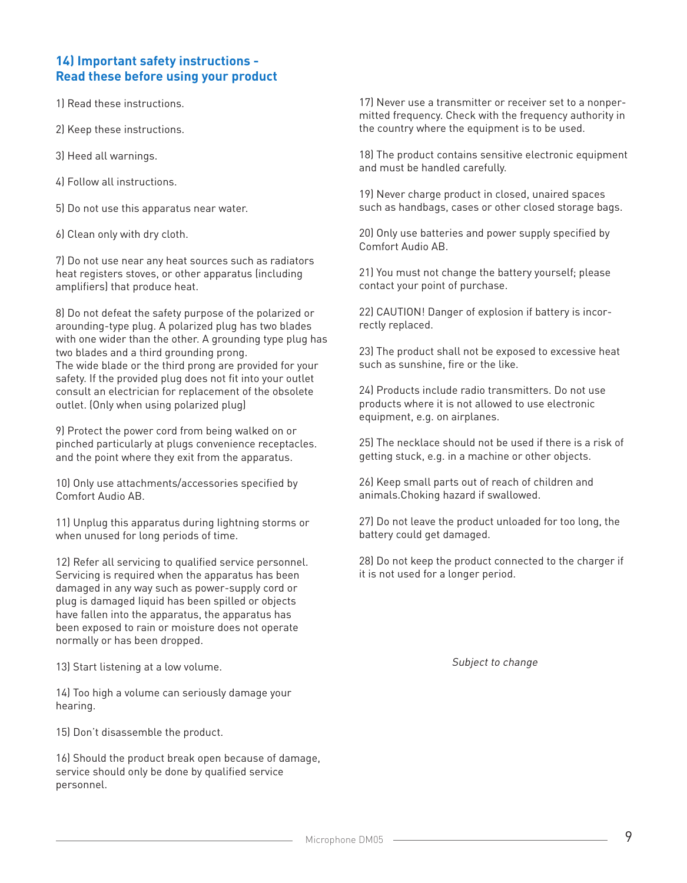## 14) Important safety instructions - Read these before using your product

1) Read these instructions.

2) Keep these instructions.

3) Heed all warnings.

4) Follow all instructions.

5) Do not use this apparatus near water.

6) Clean only with dry cloth.

7) Do not use near any heat sources such as radiators heat registers stoves, or other apparatus (including amplifiers) that produce heat.

8) Do not defeat the safety purpose of the polarized or arounding-type plug. A polarized plug has two blades with one wider than the other. A grounding type plug has two blades and a third grounding prong.
The wide blade or the third prong are provided for your safety. If the provided plug does not fit into your outlet consult an electrician for replacement of the obsolete outlet. (Only when using polarized plug)

9) Protect the power cord from being walked on or pinched particularly at plugs convenience receptacles. and the point where they exit from the apparatus.

10) Only use attachments/accessories specified by Comfort Audio AB.

11) Unplug this apparatus during lightning storms or when unused for long periods of time.

12) Refer all servicing to qualified service personnel. Servicing is required when the apparatus has been damaged in any way such as power-supply cord or plug is damaged liquid has been spilled or objects have fallen into the apparatus, the apparatus has been exposed to rain or moisture does not operate normally or has been dropped.

13) Start listening at a low volume.

14) Too high a volume can seriously damage your hearing.

15) Don't disassemble the product.

16) Should the product break open because of damage, service should only be done by qualified service personnel.

17) Never use a transmitter or receiver set to a nonpermitted frequency. Check with the frequency authority in the country where the equipment is to be used.

18) The product contains sensitive electronic equipment and must be handled carefully.

19) Never charge product in closed, unaired spaces such as handbags, cases or other closed storage bags.

20) Only use batteries and power supply specified by Comfort Audio AB.

21) You must not change the battery yourself; please contact your point of purchase.

22) CAUTION! Danger of explosion if battery is incorrectly replaced.

23) The product shall not be exposed to excessive heat such as sunshine, fire or the like.

24) Products include radio transmitters. Do not use products where it is not allowed to use electronic equipment, e.g. on airplanes.

25) The necklace should not be used if there is a risk of getting stuck, e.g. in a machine or other objects.

26) Keep small parts out of reach of children and animals.Choking hazard if swallowed.

27) Do not leave the product unloaded for too long, the battery could get damaged.

28) Do not keep the product connected to the charger if it is not used for a longer period.

*Subject to change*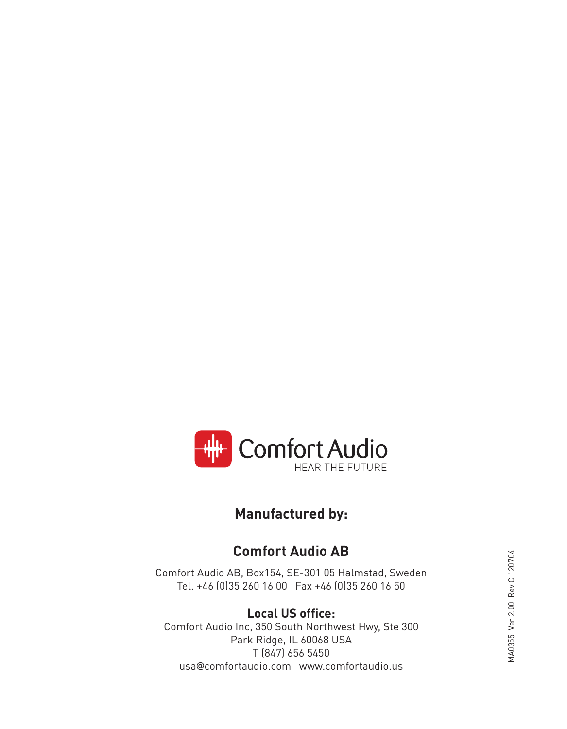Comfort Audio

HEAR THE FUTURE

**Manufactured by:**

## Comfort Audio AB

Comfort Audio AB, Box154, SE-301 05 Halmstad, Sweden
Tel. +46 (0)35 260 16 00   Fax +46 (0)35 260 16 50

**Local US office:**

Comfort Audio Inc, 350 South Northwest Hwy, Ste 300
Park Ridge, IL 60068 USA
T (847) 656 5450
usa@comfortaudio.com   www.comfortaudio.us

MA0355 Ver 2.00 Rev C 120704